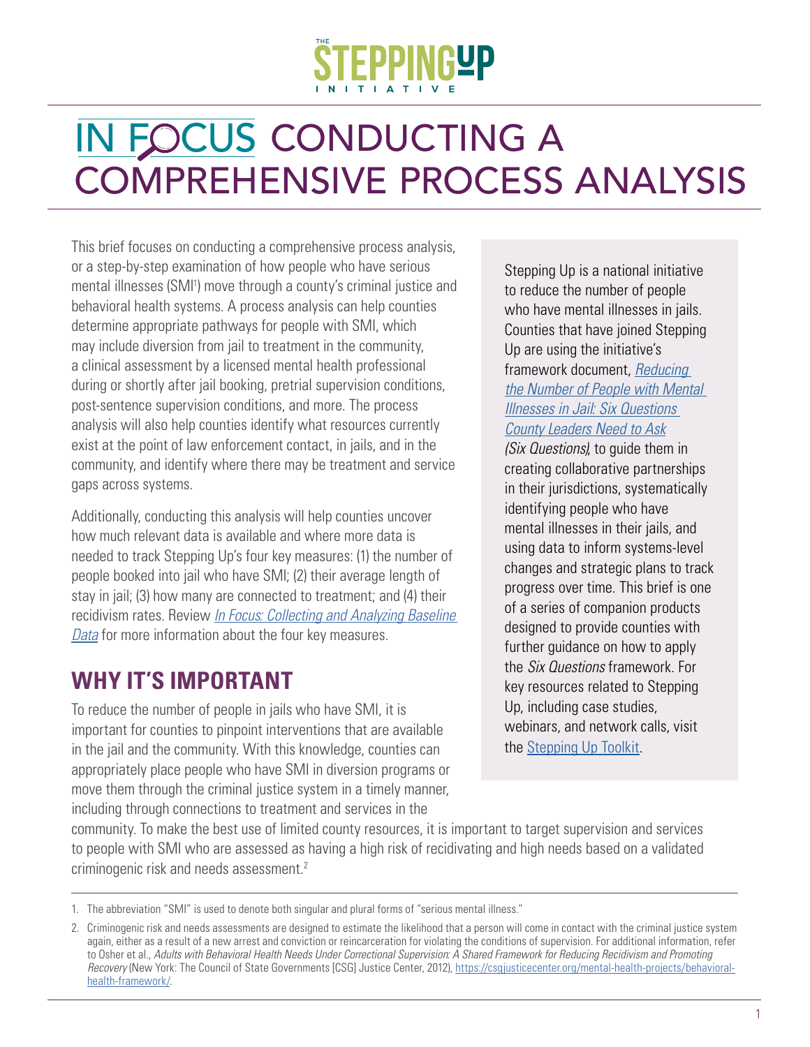THE STEPPING UP INITIATIVE

# IN FOCUS CONDUCTING A COMPREHENSIVE PROCESS ANALYSIS

This brief focuses on conducting a comprehensive process analysis, or a step-by-step examination of how people who have serious mental illnesses (SMI[1]) move through a county's criminal justice and behavioral health systems. A process analysis can help counties determine appropriate pathways for people with SMI, which may include diversion from jail to treatment in the community, a clinical assessment by a licensed mental health professional during or shortly after jail booking, pretrial supervision conditions, post-sentence supervision conditions, and more. The process analysis will also help counties identify what resources currently exist at the point of law enforcement contact, in jails, and in the community, and identify where there may be treatment and service gaps across systems.

Additionally, conducting this analysis will help counties uncover how much relevant data is available and where more data is needed to track Stepping Up's four key measures: (1) the number of people booked into jail who have SMI; (2) their average length of stay in jail; (3) how many are connected to treatment; and (4) their recidivism rates. Review *In Focus: Collecting and Analyzing Baseline Data* for more information about the four key measures.

Stepping Up is a national initiative to reduce the number of people who have mental illnesses in jails. Counties that have joined Stepping Up are using the initiative's framework document, *Reducing the Number of People with Mental Illnesses in Jail: Six Questions County Leaders Need to Ask (Six Questions)*, to guide them in creating collaborative partnerships in their jurisdictions, systematically identifying people who have mental illnesses in their jails, and using data to inform systems-level changes and strategic plans to track progress over time. This brief is one of a series of companion products designed to provide counties with further guidance on how to apply the *Six Questions* framework. For key resources related to Stepping Up, including case studies, webinars, and network calls, visit the Stepping Up Toolkit.

## WHY IT'S IMPORTANT

To reduce the number of people in jails who have SMI, it is important for counties to pinpoint interventions that are available in the jail and the community. With this knowledge, counties can appropriately place people who have SMI in diversion programs or move them through the criminal justice system in a timely manner, including through connections to treatment and services in the community. To make the best use of limited county resources, it is important to target supervision and services to people with SMI who are assessed as having a high risk of recidivating and high needs based on a validated criminogenic risk and needs assessment.[2]

---

1. The abbreviation "SMI" is used to denote both singular and plural forms of "serious mental illness."

2. Criminogenic risk and needs assessments are designed to estimate the likelihood that a person will come in contact with the criminal justice system again, either as a result of a new arrest and conviction or reincarceration for violating the conditions of supervision. For additional information, refer to Osher et al., *Adults with Behavioral Health Needs Under Correctional Supervision: A Shared Framework for Reducing Recidivism and Promoting Recovery* (New York: The Council of State Governments [CSG] Justice Center, 2012), https://csgjusticecenter.org/mental-health-projects/behavioral-health-framework/.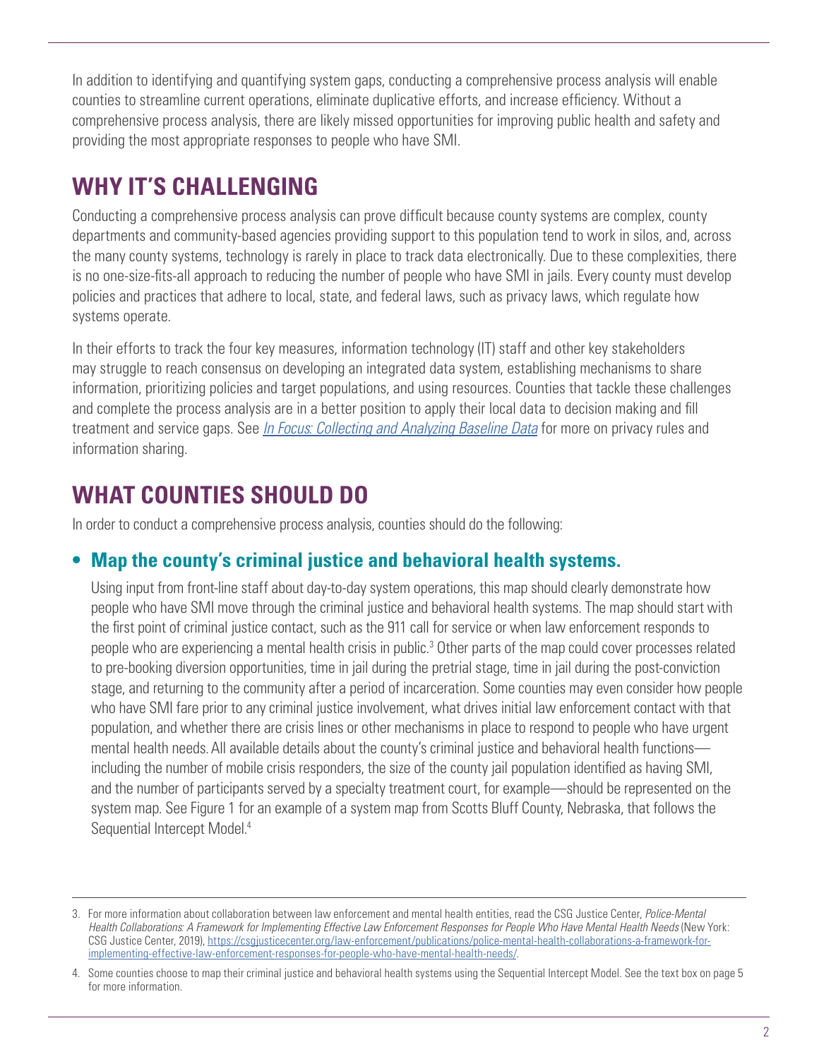In addition to identifying and quantifying system gaps, conducting a comprehensive process analysis will enable counties to streamline current operations, eliminate duplicative efforts, and increase efficiency. Without a comprehensive process analysis, there are likely missed opportunities for improving public health and safety and providing the most appropriate responses to people who have SMI.

## WHY IT'S CHALLENGING

Conducting a comprehensive process analysis can prove difficult because county systems are complex, county departments and community-based agencies providing support to this population tend to work in silos, and, across the many county systems, technology is rarely in place to track data electronically. Due to these complexities, there is no one-size-fits-all approach to reducing the number of people who have SMI in jails. Every county must develop policies and practices that adhere to local, state, and federal laws, such as privacy laws, which regulate how systems operate.

In their efforts to track the four key measures, information technology (IT) staff and other key stakeholders may struggle to reach consensus on developing an integrated data system, establishing mechanisms to share information, prioritizing policies and target populations, and using resources. Counties that tackle these challenges and complete the process analysis are in a better position to apply their local data to decision making and fill treatment and service gaps. See *In Focus: Collecting and Analyzing Baseline Data* for more on privacy rules and information sharing.

## WHAT COUNTIES SHOULD DO

In order to conduct a comprehensive process analysis, counties should do the following:

- **Map the county's criminal justice and behavioral health systems.**

  Using input from front-line staff about day-to-day system operations, this map should clearly demonstrate how people who have SMI move through the criminal justice and behavioral health systems. The map should start with the first point of criminal justice contact, such as the 911 call for service or when law enforcement responds to people who are experiencing a mental health crisis in public.[3] Other parts of the map could cover processes related to pre-booking diversion opportunities, time in jail during the pretrial stage, time in jail during the post-conviction stage, and returning to the community after a period of incarceration. Some counties may even consider how people who have SMI fare prior to any criminal justice involvement, what drives initial law enforcement contact with that population, and whether there are crisis lines or other mechanisms in place to respond to people who have urgent mental health needs. All available details about the county's criminal justice and behavioral health functions—including the number of mobile crisis responders, the size of the county jail population identified as having SMI, and the number of participants served by a specialty treatment court, for example—should be represented on the system map. See Figure 1 for an example of a system map from Scotts Bluff County, Nebraska, that follows the Sequential Intercept Model.[4]

---

3. For more information about collaboration between law enforcement and mental health entities, read the CSG Justice Center, *Police-Mental Health Collaborations: A Framework for Implementing Effective Law Enforcement Responses for People Who Have Mental Health Needs* (New York: CSG Justice Center, 2019), https://csgjusticecenter.org/law-enforcement/publications/police-mental-health-collaborations-a-framework-for-implementing-effective-law-enforcement-responses-for-people-who-have-mental-health-needs/.

4. Some counties choose to map their criminal justice and behavioral health systems using the Sequential Intercept Model. See the text box on page 5 for more information.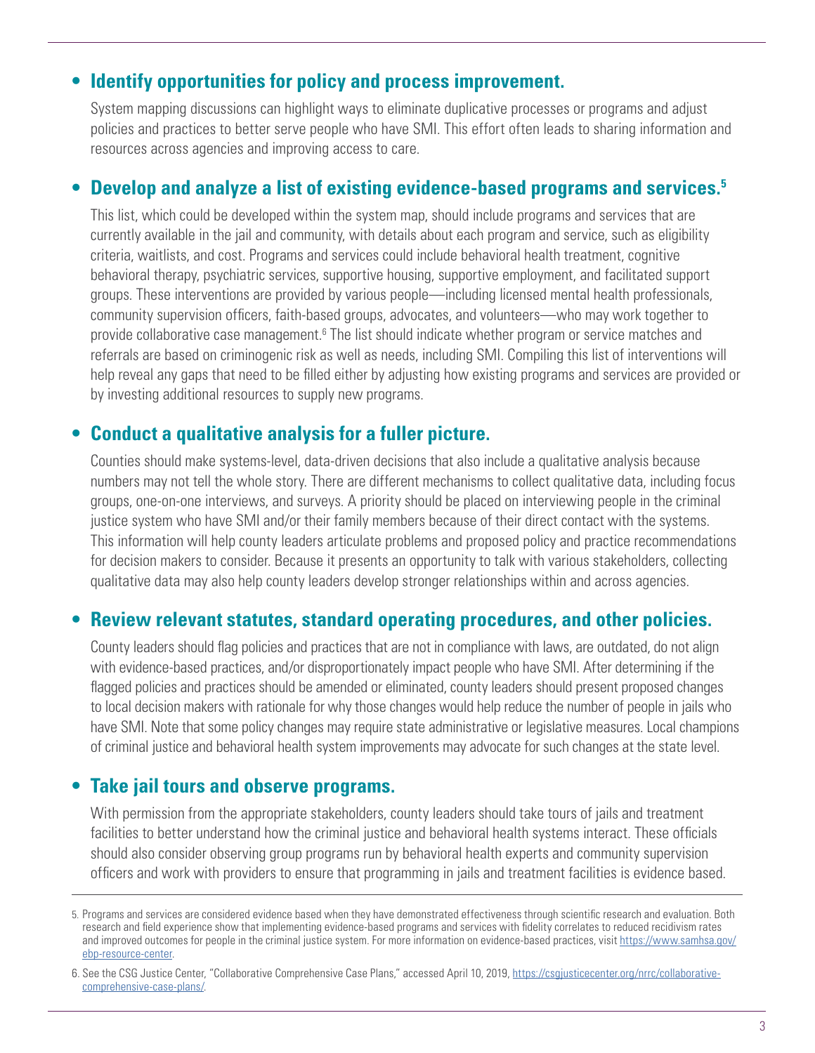- **Identify opportunities for policy and process improvement.**

  System mapping discussions can highlight ways to eliminate duplicative processes or programs and adjust policies and practices to better serve people who have SMI. This effort often leads to sharing information and resources across agencies and improving access to care.

- **Develop and analyze a list of existing evidence-based programs and services.[5]**

  This list, which could be developed within the system map, should include programs and services that are currently available in the jail and community, with details about each program and service, such as eligibility criteria, waitlists, and cost. Programs and services could include behavioral health treatment, cognitive behavioral therapy, psychiatric services, supportive housing, supportive employment, and facilitated support groups. These interventions are provided by various people—including licensed mental health professionals, community supervision officers, faith-based groups, advocates, and volunteers—who may work together to provide collaborative case management.[6] The list should indicate whether program or service matches and referrals are based on criminogenic risk as well as needs, including SMI. Compiling this list of interventions will help reveal any gaps that need to be filled either by adjusting how existing programs and services are provided or by investing additional resources to supply new programs.

- **Conduct a qualitative analysis for a fuller picture.**

  Counties should make systems-level, data-driven decisions that also include a qualitative analysis because numbers may not tell the whole story. There are different mechanisms to collect qualitative data, including focus groups, one-on-one interviews, and surveys. A priority should be placed on interviewing people in the criminal justice system who have SMI and/or their family members because of their direct contact with the systems. This information will help county leaders articulate problems and proposed policy and practice recommendations for decision makers to consider. Because it presents an opportunity to talk with various stakeholders, collecting qualitative data may also help county leaders develop stronger relationships within and across agencies.

- **Review relevant statutes, standard operating procedures, and other policies.**

  County leaders should flag policies and practices that are not in compliance with laws, are outdated, do not align with evidence-based practices, and/or disproportionately impact people who have SMI. After determining if the flagged policies and practices should be amended or eliminated, county leaders should present proposed changes to local decision makers with rationale for why those changes would help reduce the number of people in jails who have SMI. Note that some policy changes may require state administrative or legislative measures. Local champions of criminal justice and behavioral health system improvements may advocate for such changes at the state level.

- **Take jail tours and observe programs.**

  With permission from the appropriate stakeholders, county leaders should take tours of jails and treatment facilities to better understand how the criminal justice and behavioral health systems interact. These officials should also consider observing group programs run by behavioral health experts and community supervision officers and work with providers to ensure that programming in jails and treatment facilities is evidence based.

---

5. Programs and services are considered evidence based when they have demonstrated effectiveness through scientific research and evaluation. Both research and field experience show that implementing evidence-based programs and services with fidelity correlates to reduced recidivism rates and improved outcomes for people in the criminal justice system. For more information on evidence-based practices, visit https://www.samhsa.gov/ebp-resource-center.

6. See the CSG Justice Center, "Collaborative Comprehensive Case Plans," accessed April 10, 2019, https://csgjusticecenter.org/nrrc/collaborative-comprehensive-case-plans/.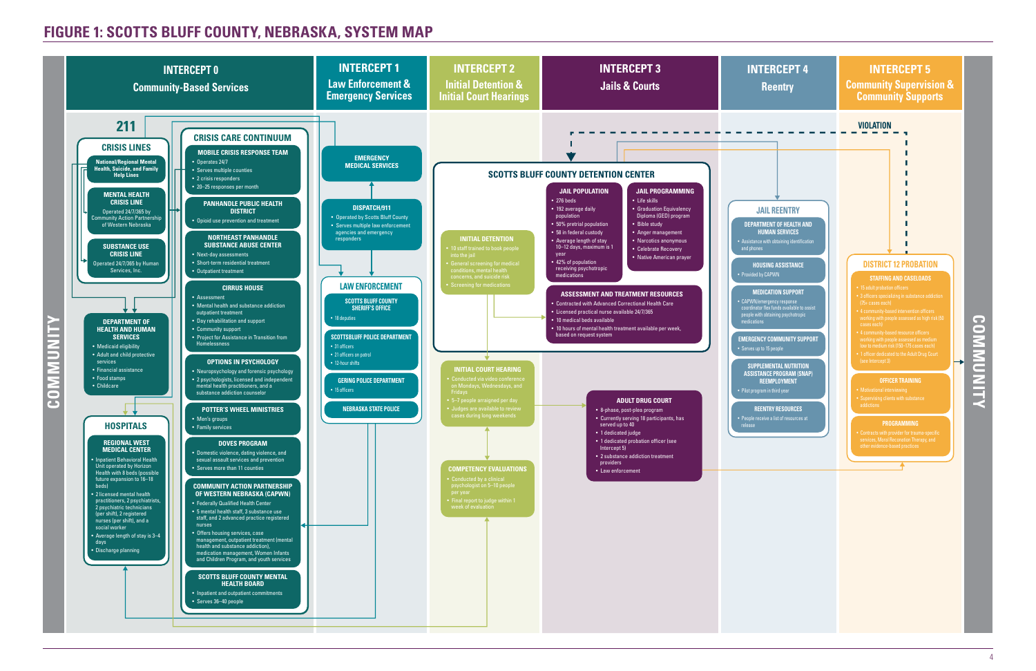# FIGURE 1: SCOTTS BLUFF COUNTY, NEBRASKA, SYSTEM MAP

COMMUNITY

## INTERCEPT 0
### Community-Based Services

**211**

#### CRISIS LINES

**National/Regional Mental Health, Suicide, and Family Help Lines**

**MENTAL HEALTH CRISIS LINE**

Operated 24/7/365 by Community Action Partnership of Western Nebraska

**SUBSTANCE USE CRISIS LINE**

Operated 24/7/365 by Human Services, Inc.

**DEPARTMENT OF HEALTH AND HUMAN SERVICES**

- Medicaid eligibility
- Adult and child protective services
- Financial assistance
- Food stamps
- Childcare

#### HOSPITALS

**REGIONAL WEST MEDICAL CENTER**

- Inpatient Behavioral Health Unit operated by Horizon Health with 8 beds (possible future expansion to 16–18 beds)
- 2 licensed mental health practitioners, 2 psychiatrists, 2 psychiatric technicians (per shift), 2 registered nurses (per shift), and a social worker
- Average length of stay is 3–4 days
- Discharge planning

#### CRISIS CARE CONTINUUM

**MOBILE CRISIS RESPONSE TEAM**

- Operates 24/7
- Serves multiple counties
- 2 crisis responders
- 20–25 responses per month

**PANHANDLE PUBLIC HEALTH DISTRICT**

- Opioid use prevention and treatment

**NORTHEAST PANHANDLE SUBSTANCE ABUSE CENTER**

- Next-day assessments
- Short-term residential treatment
- Outpatient treatment

**CIRRUS HOUSE**

- Assessment
- Mental health and substance addiction outpatient treatment
- Day rehabilitation and support
- Community support
- Project for Assistance in Transition from Homelessness

**OPTIONS IN PSYCHOLOGY**

- Neuropsychology and forensic psychology
- 2 psychologists, licensed and independent mental health practitioners, and a substance addiction counselor

**POTTER'S WHEEL MINISTRIES**

- Men's groups
- Family services

**DOVES PROGRAM**

- Domestic violence, dating violence, and sexual assault services and prevention
- Serves more than 11 counties

**COMMUNITY ACTION PARTNERSHIP OF WESTERN NEBRASKA (CAPWN)**

- Federally Qualified Health Center
- 5 mental health staff, 3 substance use staff, and 2 advanced practice registered nurses
- Offers housing services, case management, outpatient treatment (mental health and substance addiction), medication management, Women Infants and Children Program, and youth services

**SCOTTS BLUFF COUNTY MENTAL HEALTH BOARD**

- Inpatient and outpatient commitments
- Serves 36–40 people

## INTERCEPT 1
### Law Enforcement & Emergency Services

**EMERGENCY MEDICAL SERVICES**

**DISPATCH/911**

- Operated by Scotts Bluff County
- Serves multiple law enforcement agencies and emergency responders

#### LAW ENFORCEMENT

**SCOTTS BLUFF COUNTY SHERIFF'S OFFICE**

- 18 deputies

**SCOTTSBLUFF POLICE DEPARTMENT**

- 31 officers
- 21 officers on patrol
- 12-hour shifts

**GERING POLICE DEPARTMENT**

- 15 officers

**NEBRASKA STATE POLICE**

## INTERCEPT 2
### Initial Detention & Initial Court Hearings

**INITIAL DETENTION**

- 10 staff trained to book people into the jail
- General screening for medical conditions, mental health concerns, and suicide risk
- Screening for medications

**INITIAL COURT HEARING**

- Conducted via video conference on Mondays, Wednesdays, and Fridays
- 5–7 people arraigned per day
- Judges are available to review cases during long weekends

**COMPETENCY EVALUATIONS**

- Conducted by a clinical psychologist on 5–10 people per year
- Final report to judge within 1 week of evaluation

## INTERCEPT 3
### Jails & Courts

#### SCOTTS BLUFF COUNTY DETENTION CENTER

**JAIL POPULATION**

- 276 beds
- 192 average daily population
- 50% pretrial population
- 58 in federal custody
- Average length of stay 10–12 days, maximum is 1 year
- 42% of population receiving psychotropic medications

**JAIL PROGRAMMING**

- Life skills
- Graduation Equivalency Diploma (GED) program
- Bible study
- Anger management
- Narcotics anonymous
- Celebrate Recovery
- Native American prayer

**ASSESSMENT AND TREATMENT RESOURCES**

- Contracted with Advanced Correctional Health Care
- Licensed practical nurse available 24/7/365
- 10 medical beds available
- 10 hours of mental health treatment available per week, based on request system

**ADULT DRUG COURT**

- 8-phase, post-plea program
- Currently serving 18 participants, has served up to 40
- 1 dedicated judge
- 1 dedicated probation officer (see Intercept 5)
- 2 substance addiction treatment providers
- Law enforcement

## INTERCEPT 4
### Reentry

#### JAIL REENTRY

**DEPARTMENT OF HEALTH AND HUMAN SERVICES**

- Assistance with obtaining identification and phones

**HOUSING ASSISTANCE**

- Provided by CAPWN

**MEDICATION SUPPORT**

- CAPWN/emergency response coordinator flex funds available to assist people with obtaining psychotropic medications

**EMERGENCY COMMUNITY SUPPORT**

- Serves up to 15 people

**SUPPLEMENTAL NUTRITION ASSISTANCE PROGRAM (SNAP) REEMPLOYMENT**

- Pilot program in third year

**REENTRY RESOURCES**

- People receive a list of resources at release

## INTERCEPT 5
### Community Supervision & Community Supports

**VIOLATION**

#### DISTRICT 12 PROBATION

**STAFFING AND CASELOADS**

- 15 adult probation officers
- 3 officers specializing in substance addiction (35+ cases each)
- 4 community-based intervention officers working with people assessed as high risk (55 cases each)
- 4 community-based resource officers working with people assessed as medium low to medium risk (90–175 cases each)
- 1 officer dedicated to the Adult Drug Court (see Intercept 3)

**OFFICER TRAINING**

- Motivational interviewing
- Supervising clients with substance addictions

**PROGRAMMING**

- Contracts with provider for trauma-specific services, Moral Reconation Therapy, and other evidence-based practices

COMMUNITY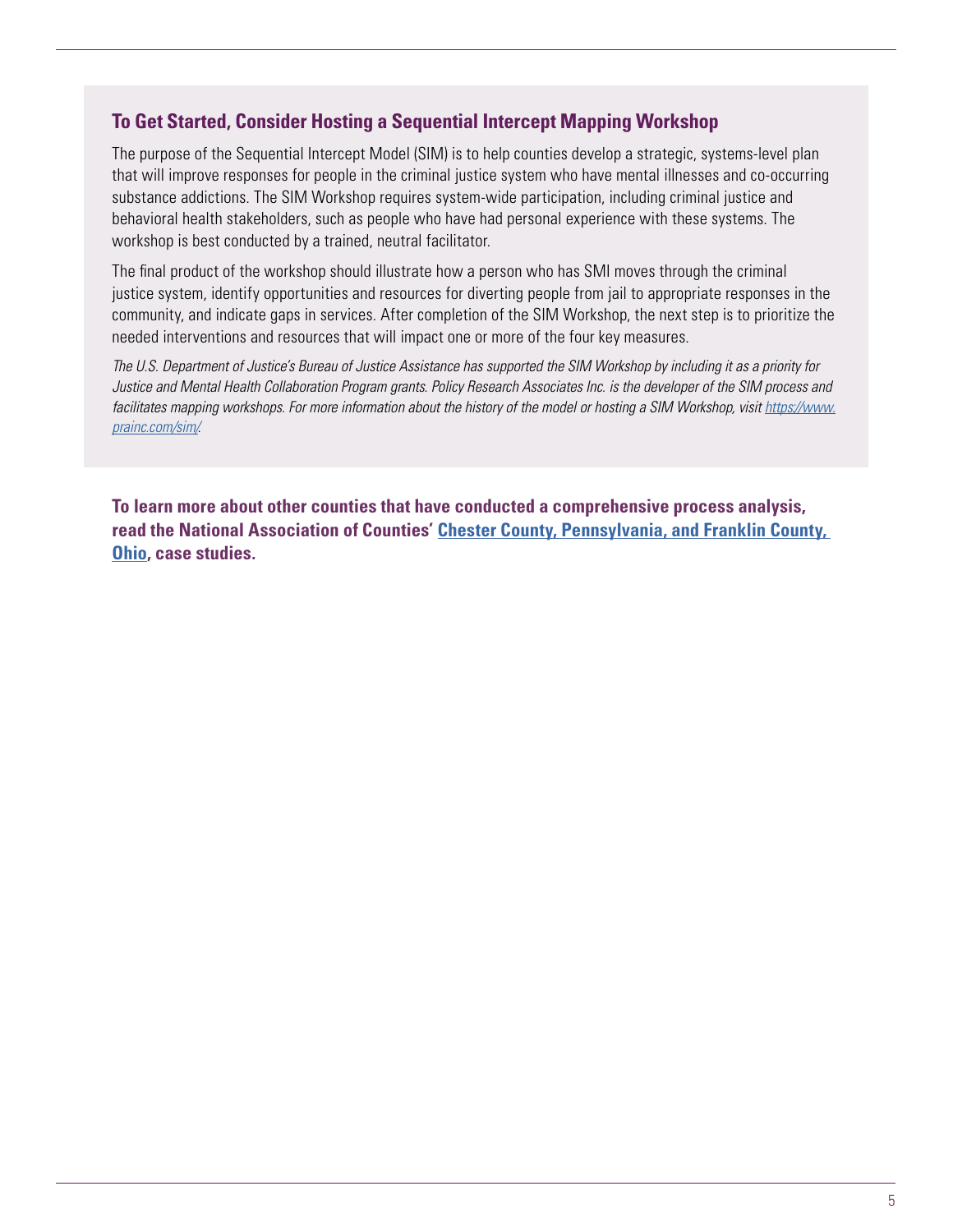## To Get Started, Consider Hosting a Sequential Intercept Mapping Workshop

The purpose of the Sequential Intercept Model (SIM) is to help counties develop a strategic, systems-level plan that will improve responses for people in the criminal justice system who have mental illnesses and co-occurring substance addictions. The SIM Workshop requires system-wide participation, including criminal justice and behavioral health stakeholders, such as people who have had personal experience with these systems. The workshop is best conducted by a trained, neutral facilitator.

The final product of the workshop should illustrate how a person who has SMI moves through the criminal justice system, identify opportunities and resources for diverting people from jail to appropriate responses in the community, and indicate gaps in services. After completion of the SIM Workshop, the next step is to prioritize the needed interventions and resources that will impact one or more of the four key measures.

*The U.S. Department of Justice's Bureau of Justice Assistance has supported the SIM Workshop by including it as a priority for Justice and Mental Health Collaboration Program grants. Policy Research Associates Inc. is the developer of the SIM process and facilitates mapping workshops. For more information about the history of the model or hosting a SIM Workshop, visit https://www.prainc.com/sim/.*

**To learn more about other counties that have conducted a comprehensive process analysis, read the National Association of Counties' Chester County, Pennsylvania, and Franklin County, Ohio, case studies.**